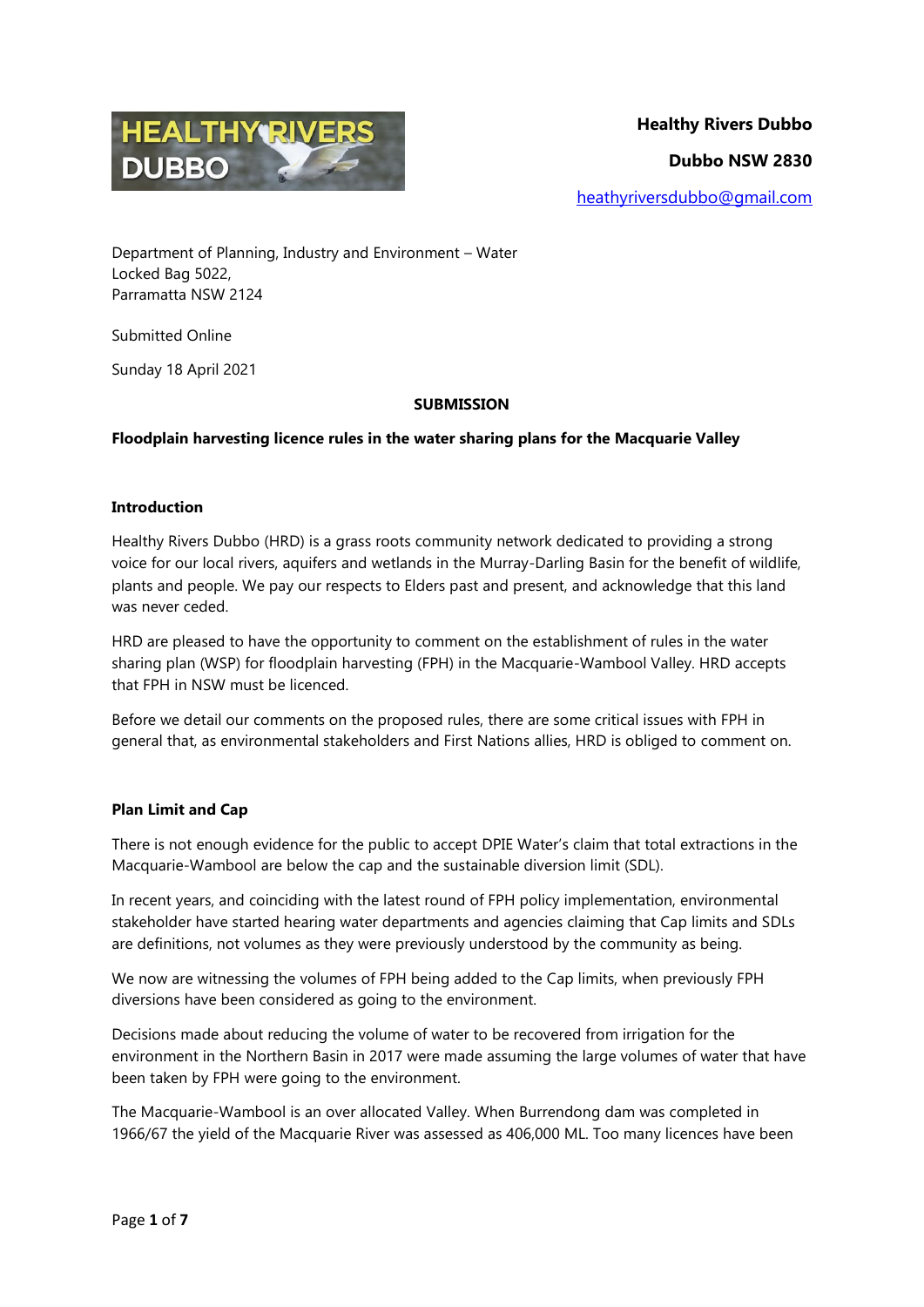**Healthy Rivers Dubbo**

**Dubbo NSW 2830**

heathyriversdubbo@gmail.com

Department of Planning, Industry and Environment – Water
Locked Bag 5022,
Parramatta NSW 2124

Submitted Online

Sunday 18 April 2021

**SUBMISSION**

**Floodplain harvesting licence rules in the water sharing plans for the Macquarie Valley**

**Introduction**

Healthy Rivers Dubbo (HRD) is a grass roots community network dedicated to providing a strong voice for our local rivers, aquifers and wetlands in the Murray-Darling Basin for the benefit of wildlife, plants and people. We pay our respects to Elders past and present, and acknowledge that this land was never ceded.

HRD are pleased to have the opportunity to comment on the establishment of rules in the water sharing plan (WSP) for floodplain harvesting (FPH) in the Macquarie-Wambool Valley. HRD accepts that FPH in NSW must be licenced.

Before we detail our comments on the proposed rules, there are some critical issues with FPH in general that, as environmental stakeholders and First Nations allies, HRD is obliged to comment on.

**Plan Limit and Cap**

There is not enough evidence for the public to accept DPIE Water's claim that total extractions in the Macquarie-Wambool are below the cap and the sustainable diversion limit (SDL).

In recent years, and coinciding with the latest round of FPH policy implementation, environmental stakeholder have started hearing water departments and agencies claiming that Cap limits and SDLs are definitions, not volumes as they were previously understood by the community as being.

We now are witnessing the volumes of FPH being added to the Cap limits, when previously FPH diversions have been considered as going to the environment.

Decisions made about reducing the volume of water to be recovered from irrigation for the environment in the Northern Basin in 2017 were made assuming the large volumes of water that have been taken by FPH were going to the environment.

The Macquarie-Wambool is an over allocated Valley. When Burrendong dam was completed in 1966/67 the yield of the Macquarie River was assessed as 406,000 ML. Too many licences have been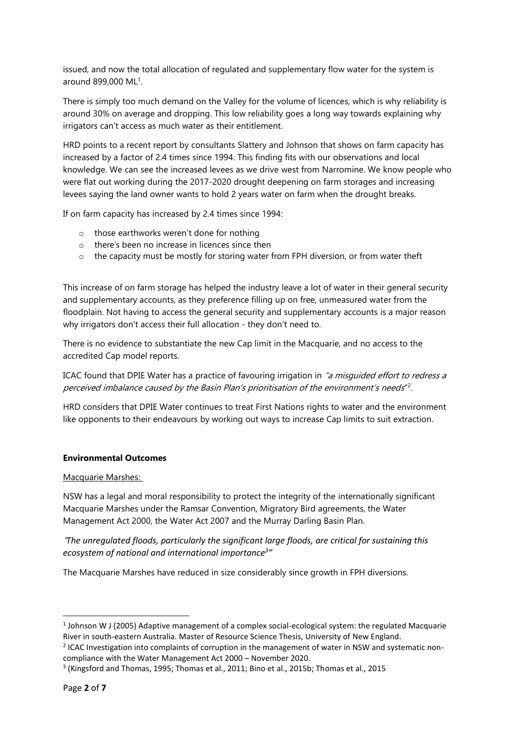issued, and now the total allocation of regulated and supplementary flow water for the system is around 899,000 ML[1].

There is simply too much demand on the Valley for the volume of licences, which is why reliability is around 30% on average and dropping. This low reliability goes a long way towards explaining why irrigators can't access as much water as their entitlement.

HRD points to a recent report by consultants Slattery and Johnson that shows on farm capacity has increased by a factor of 2.4 times since 1994. This finding fits with our observations and local knowledge. We can see the increased levees as we drive west from Narromine. We know people who were flat out working during the 2017-2020 drought deepening on farm storages and increasing levees saying the land owner wants to hold 2 years water on farm when the drought breaks.

If on farm capacity has increased by 2.4 times since 1994:

- those earthworks weren't done for nothing
- there's been no increase in licences since then
- the capacity must be mostly for storing water from FPH diversion, or from water theft

This increase of on farm storage has helped the industry leave a lot of water in their general security and supplementary accounts, as they preference filling up on free, unmeasured water from the floodplain. Not having to access the general security and supplementary accounts is a major reason why irrigators don't access their full allocation - they don't need to.

There is no evidence to substantiate the new Cap limit in the Macquarie, and no access to the accredited Cap model reports.

ICAC found that DPIE Water has a practice of favouring irrigation in *"a misguided effort to redress a perceived imbalance caused by the Basin Plan's prioritisation of the environment's needs"*[2].

HRD considers that DPIE Water continues to treat First Nations rights to water and the environment like opponents to their endeavours by working out ways to increase Cap limits to suit extraction.

**Environmental Outcomes**

Macquarie Marshes:

NSW has a legal and moral responsibility to protect the integrity of the internationally significant Macquarie Marshes under the Ramsar Convention, Migratory Bird agreements, the Water Management Act 2000, the Water Act 2007 and the Murray Darling Basin Plan.

*'The unregulated floods, particularly the significant large floods, are critical for sustaining this ecosystem of national and international importance[3]"*

The Macquarie Marshes have reduced in size considerably since growth in FPH diversions.

---

[1] Johnson W J (2005) Adaptive management of a complex social-ecological system: the regulated Macquarie River in south-eastern Australia. Master of Resource Science Thesis, University of New England.

[2] ICAC Investigation into complaints of corruption in the management of water in NSW and systematic non-compliance with the Water Management Act 2000 – November 2020.

[3] (Kingsford and Thomas, 1995; Thomas et al., 2011; Bino et al., 2015b; Thomas et al., 2015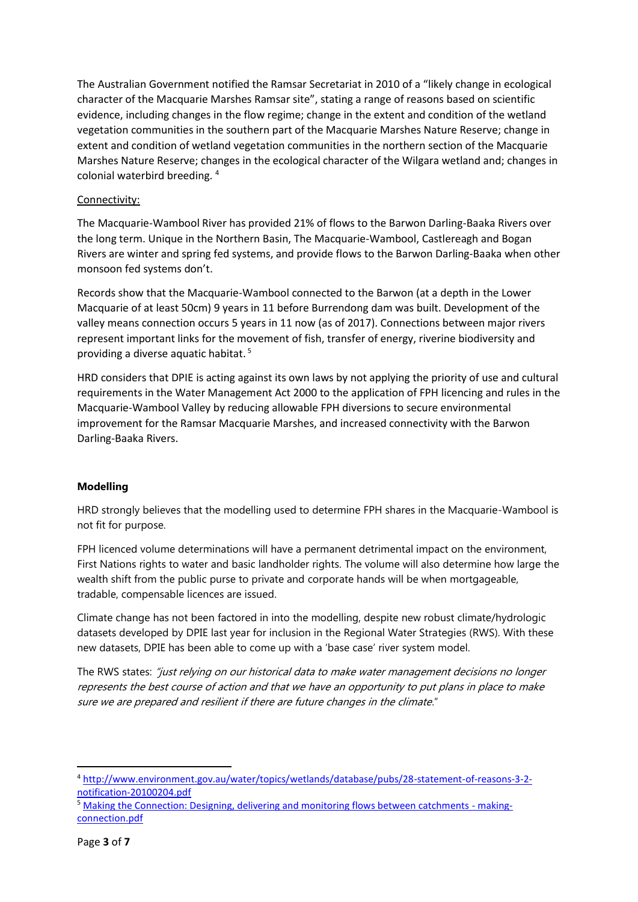The Australian Government notified the Ramsar Secretariat in 2010 of a "likely change in ecological character of the Macquarie Marshes Ramsar site", stating a range of reasons based on scientific evidence, including changes in the flow regime; change in the extent and condition of the wetland vegetation communities in the southern part of the Macquarie Marshes Nature Reserve; change in extent and condition of wetland vegetation communities in the northern section of the Macquarie Marshes Nature Reserve; changes in the ecological character of the Wilgara wetland and; changes in colonial waterbird breeding. [4]

Connectivity:

The Macquarie-Wambool River has provided 21% of flows to the Barwon Darling-Baaka Rivers over the long term. Unique in the Northern Basin, The Macquarie-Wambool, Castlereagh and Bogan Rivers are winter and spring fed systems, and provide flows to the Barwon Darling-Baaka when other monsoon fed systems don't.

Records show that the Macquarie-Wambool connected to the Barwon (at a depth in the Lower Macquarie of at least 50cm) 9 years in 11 before Burrendong dam was built. Development of the valley means connection occurs 5 years in 11 now (as of 2017). Connections between major rivers represent important links for the movement of fish, transfer of energy, riverine biodiversity and providing a diverse aquatic habitat. [5]

HRD considers that DPIE is acting against its own laws by not applying the priority of use and cultural requirements in the Water Management Act 2000 to the application of FPH licencing and rules in the Macquarie-Wambool Valley by reducing allowable FPH diversions to secure environmental improvement for the Ramsar Macquarie Marshes, and increased connectivity with the Barwon Darling-Baaka Rivers.

**Modelling**

HRD strongly believes that the modelling used to determine FPH shares in the Macquarie-Wambool is not fit for purpose.

FPH licenced volume determinations will have a permanent detrimental impact on the environment, First Nations rights to water and basic landholder rights. The volume will also determine how large the wealth shift from the public purse to private and corporate hands will be when mortgageable, tradable, compensable licences are issued.

Climate change has not been factored in into the modelling, despite new robust climate/hydrologic datasets developed by DPIE last year for inclusion in the Regional Water Strategies (RWS). With these new datasets, DPIE has been able to come up with a 'base case' river system model.

The RWS states: *"just relying on our historical data to make water management decisions no longer represents the best course of action and that we have an opportunity to put plans in place to make sure we are prepared and resilient if there are future changes in the climate."*

---

[4] http://www.environment.gov.au/water/topics/wetlands/database/pubs/28-statement-of-reasons-3-2-notification-20100204.pdf

[5] Making the Connection: Designing, delivering and monitoring flows between catchments - making-connection.pdf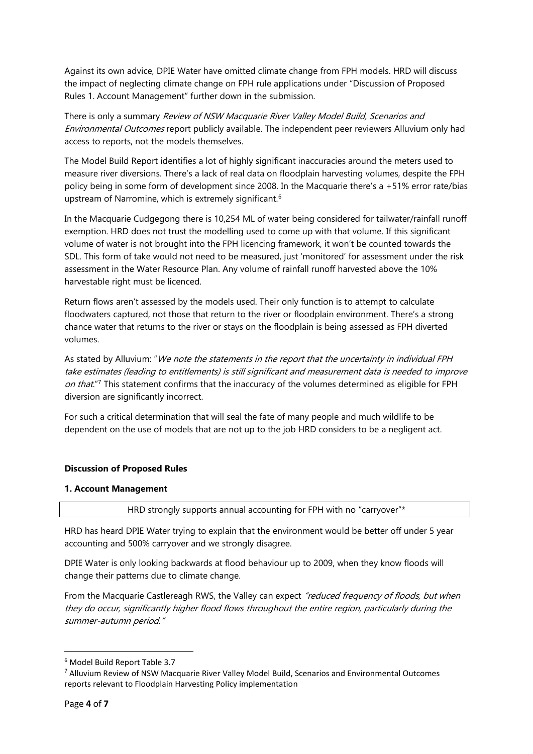Against its own advice, DPIE Water have omitted climate change from FPH models. HRD will discuss the impact of neglecting climate change on FPH rule applications under "Discussion of Proposed Rules 1. Account Management" further down in the submission.

There is only a summary *Review of NSW Macquarie River Valley Model Build, Scenarios and Environmental Outcomes* report publicly available. The independent peer reviewers Alluvium only had access to reports, not the models themselves.

The Model Build Report identifies a lot of highly significant inaccuracies around the meters used to measure river diversions. There's a lack of real data on floodplain harvesting volumes, despite the FPH policy being in some form of development since 2008. In the Macquarie there's a +51% error rate/bias upstream of Narromine, which is extremely significant.[6]

In the Macquarie Cudgegong there is 10,254 ML of water being considered for tailwater/rainfall runoff exemption. HRD does not trust the modelling used to come up with that volume. If this significant volume of water is not brought into the FPH licencing framework, it won't be counted towards the SDL. This form of take would not need to be measured, just 'monitored' for assessment under the risk assessment in the Water Resource Plan. Any volume of rainfall runoff harvested above the 10% harvestable right must be licenced.

Return flows aren't assessed by the models used. Their only function is to attempt to calculate floodwaters captured, not those that return to the river or floodplain environment. There's a strong chance water that returns to the river or stays on the floodplain is being assessed as FPH diverted volumes.

As stated by Alluvium: "*We note the statements in the report that the uncertainty in individual FPH take estimates (leading to entitlements) is still significant and measurement data is needed to improve on that.*"[7] This statement confirms that the inaccuracy of the volumes determined as eligible for FPH diversion are significantly incorrect.

For such a critical determination that will seal the fate of many people and much wildlife to be dependent on the use of models that are not up to the job HRD considers to be a negligent act.

**Discussion of Proposed Rules**

**1. Account Management**

| HRD strongly supports annual accounting for FPH with no "carryover"* |
|---|

HRD has heard DPIE Water trying to explain that the environment would be better off under 5 year accounting and 500% carryover and we strongly disagree.

DPIE Water is only looking backwards at flood behaviour up to 2009, when they know floods will change their patterns due to climate change.

From the Macquarie Castlereagh RWS, the Valley can expect *"reduced frequency of floods, but when they do occur, significantly higher flood flows throughout the entire region, particularly during the summer-autumn period."*

---

[6] Model Build Report Table 3.7

[7] Alluvium Review of NSW Macquarie River Valley Model Build, Scenarios and Environmental Outcomes reports relevant to Floodplain Harvesting Policy implementation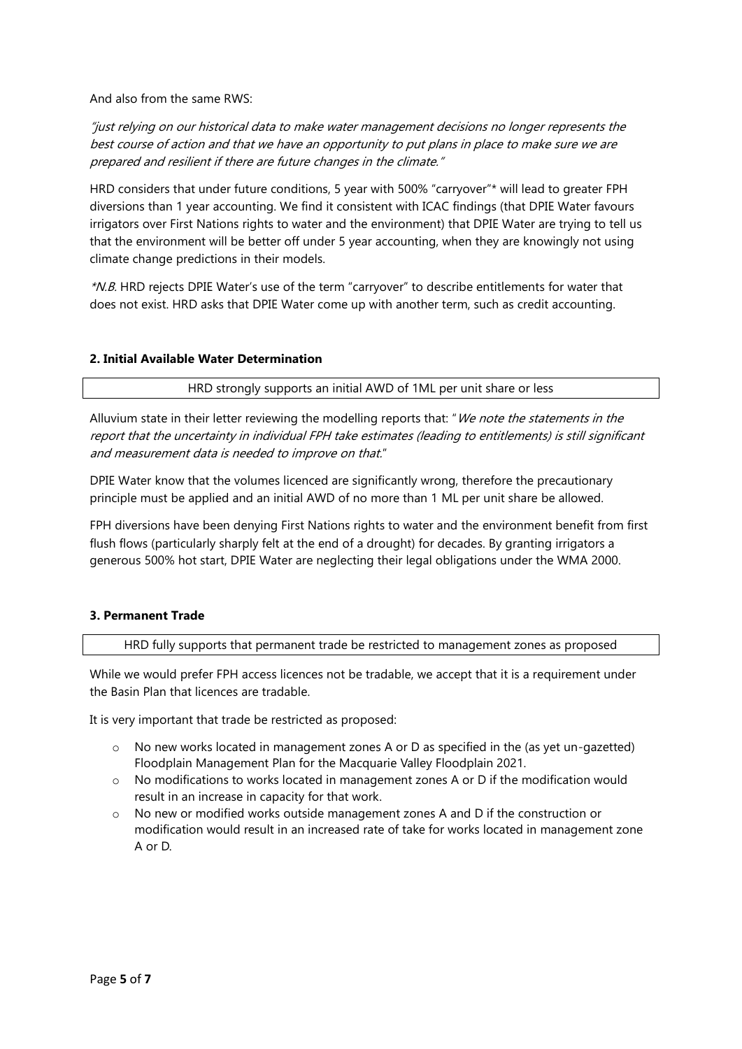And also from the same RWS:

*"just relying on our historical data to make water management decisions no longer represents the best course of action and that we have an opportunity to put plans in place to make sure we are prepared and resilient if there are future changes in the climate."*

HRD considers that under future conditions, 5 year with 500% "carryover"* will lead to greater FPH diversions than 1 year accounting. We find it consistent with ICAC findings (that DPIE Water favours irrigators over First Nations rights to water and the environment) that DPIE Water are trying to tell us that the environment will be better off under 5 year accounting, when they are knowingly not using climate change predictions in their models.

*\*N.B.* HRD rejects DPIE Water's use of the term "carryover" to describe entitlements for water that does not exist. HRD asks that DPIE Water come up with another term, such as credit accounting.

### 2. Initial Available Water Determination

| HRD strongly supports an initial AWD of 1ML per unit share or less |
|---|

Alluvium state in their letter reviewing the modelling reports that: "*We note the statements in the report that the uncertainty in individual FPH take estimates (leading to entitlements) is still significant and measurement data is needed to improve on that.*"

DPIE Water know that the volumes licenced are significantly wrong, therefore the precautionary principle must be applied and an initial AWD of no more than 1 ML per unit share be allowed.

FPH diversions have been denying First Nations rights to water and the environment benefit from first flush flows (particularly sharply felt at the end of a drought) for decades. By granting irrigators a generous 500% hot start, DPIE Water are neglecting their legal obligations under the WMA 2000.

### 3. Permanent Trade

| HRD fully supports that permanent trade be restricted to management zones as proposed |
|---|

While we would prefer FPH access licences not be tradable, we accept that it is a requirement under the Basin Plan that licences are tradable.

It is very important that trade be restricted as proposed:

- No new works located in management zones A or D as specified in the (as yet un-gazetted) Floodplain Management Plan for the Macquarie Valley Floodplain 2021.
- No modifications to works located in management zones A or D if the modification would result in an increase in capacity for that work.
- No new or modified works outside management zones A and D if the construction or modification would result in an increased rate of take for works located in management zone A or D.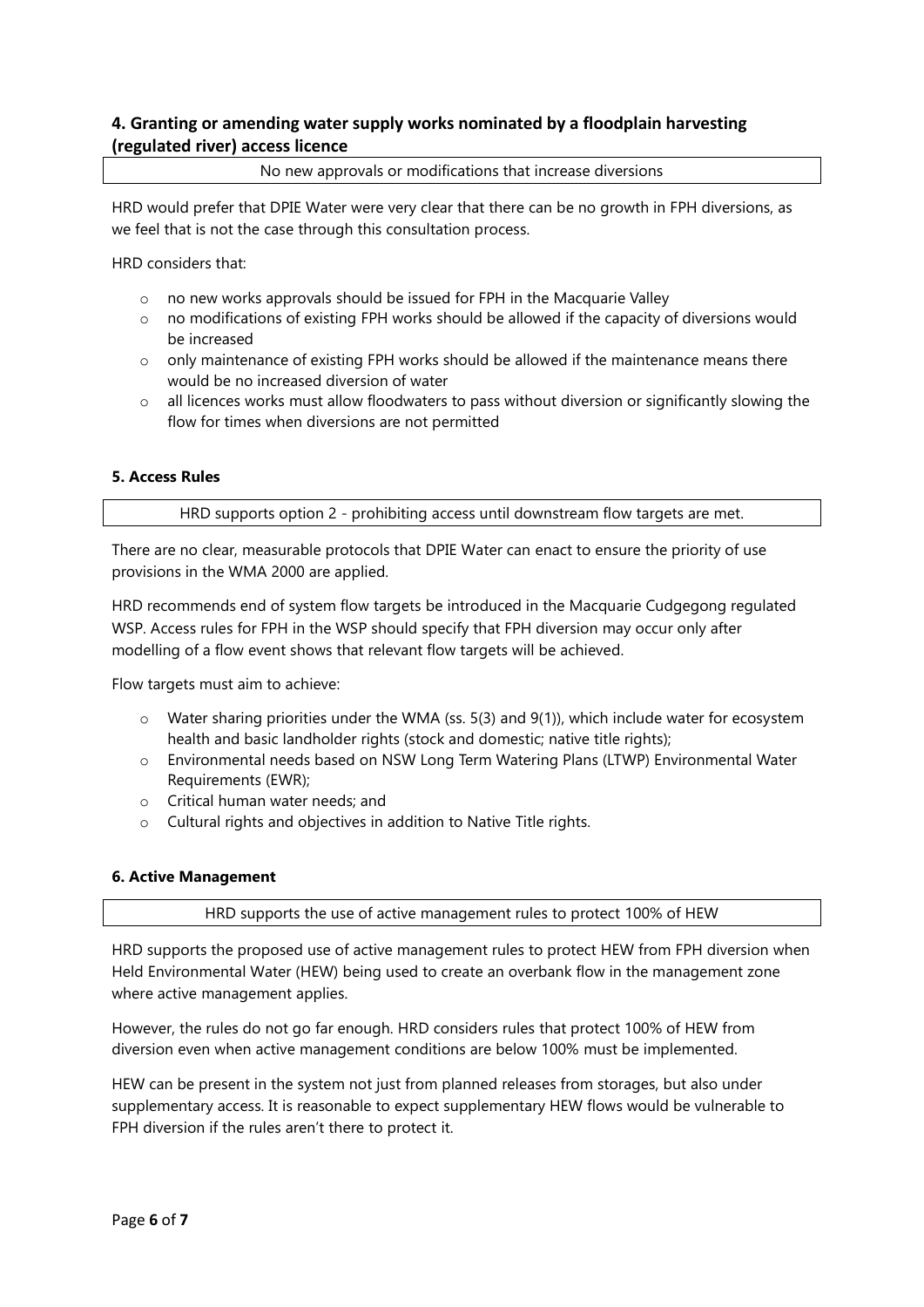### 4. Granting or amending water supply works nominated by a floodplain harvesting (regulated river) access licence

| No new approvals or modifications that increase diversions |
| --- |

HRD would prefer that DPIE Water were very clear that there can be no growth in FPH diversions, as we feel that is not the case through this consultation process.

HRD considers that:

- no new works approvals should be issued for FPH in the Macquarie Valley
- no modifications of existing FPH works should be allowed if the capacity of diversions would be increased
- only maintenance of existing FPH works should be allowed if the maintenance means there would be no increased diversion of water
- all licences works must allow floodwaters to pass without diversion or significantly slowing the flow for times when diversions are not permitted

### 5. Access Rules

| HRD supports option 2 - prohibiting access until downstream flow targets are met. |
| --- |

There are no clear, measurable protocols that DPIE Water can enact to ensure the priority of use provisions in the WMA 2000 are applied.

HRD recommends end of system flow targets be introduced in the Macquarie Cudgegong regulated WSP. Access rules for FPH in the WSP should specify that FPH diversion may occur only after modelling of a flow event shows that relevant flow targets will be achieved.

Flow targets must aim to achieve:

- Water sharing priorities under the WMA (ss. 5(3) and 9(1)), which include water for ecosystem health and basic landholder rights (stock and domestic; native title rights);
- Environmental needs based on NSW Long Term Watering Plans (LTWP) Environmental Water Requirements (EWR);
- Critical human water needs; and
- Cultural rights and objectives in addition to Native Title rights.

### 6. Active Management

| HRD supports the use of active management rules to protect 100% of HEW |
| --- |

HRD supports the proposed use of active management rules to protect HEW from FPH diversion when Held Environmental Water (HEW) being used to create an overbank flow in the management zone where active management applies.

However, the rules do not go far enough. HRD considers rules that protect 100% of HEW from diversion even when active management conditions are below 100% must be implemented.

HEW can be present in the system not just from planned releases from storages, but also under supplementary access. It is reasonable to expect supplementary HEW flows would be vulnerable to FPH diversion if the rules aren't there to protect it.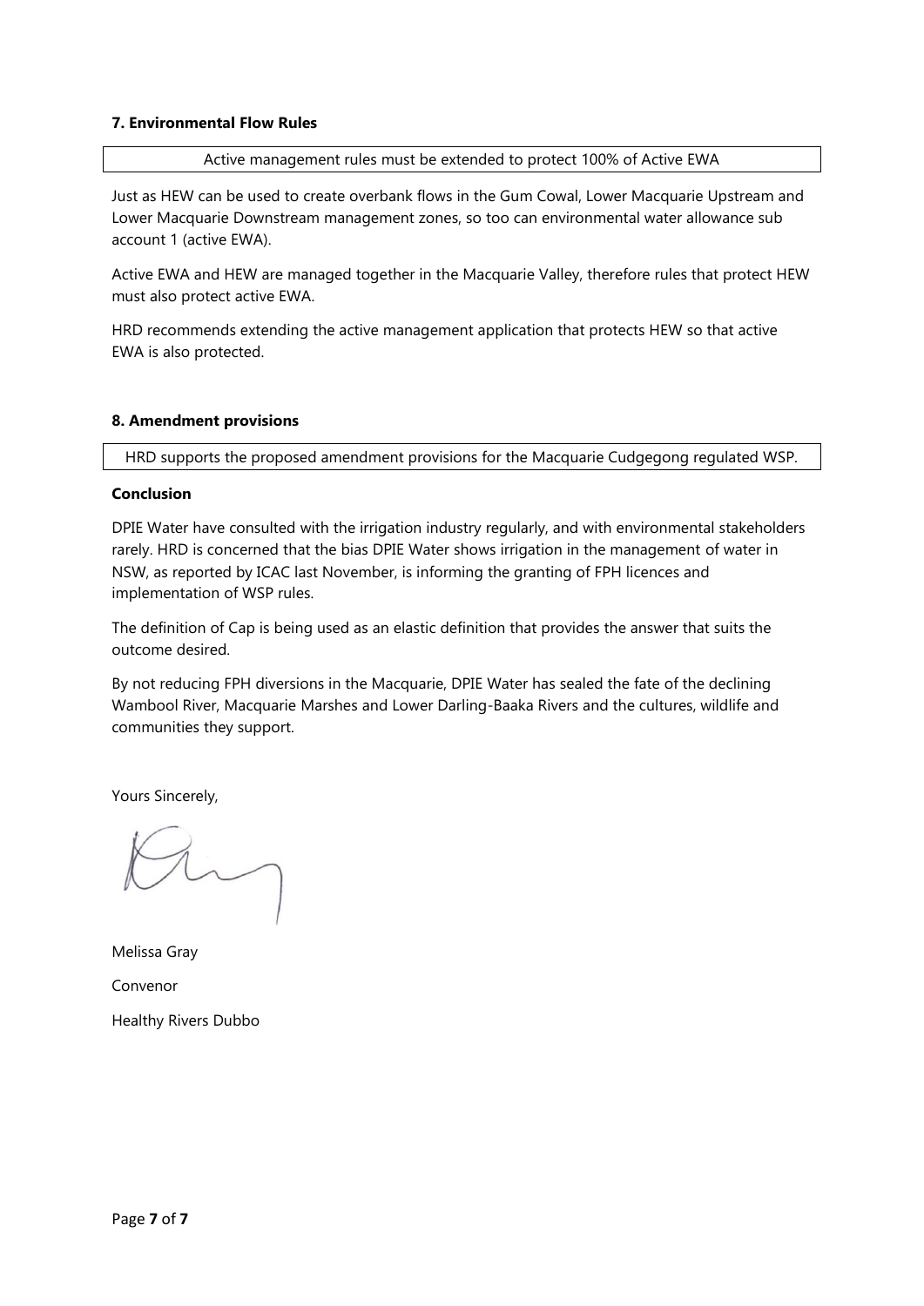**7. Environmental Flow Rules**

Active management rules must be extended to protect 100% of Active EWA

Just as HEW can be used to create overbank flows in the Gum Cowal, Lower Macquarie Upstream and Lower Macquarie Downstream management zones, so too can environmental water allowance sub account 1 (active EWA).

Active EWA and HEW are managed together in the Macquarie Valley, therefore rules that protect HEW must also protect active EWA.

HRD recommends extending the active management application that protects HEW so that active EWA is also protected.

**8. Amendment provisions**

HRD supports the proposed amendment provisions for the Macquarie Cudgegong regulated WSP.

**Conclusion**

DPIE Water have consulted with the irrigation industry regularly, and with environmental stakeholders rarely. HRD is concerned that the bias DPIE Water shows irrigation in the management of water in NSW, as reported by ICAC last November, is informing the granting of FPH licences and implementation of WSP rules.

The definition of Cap is being used as an elastic definition that provides the answer that suits the outcome desired.

By not reducing FPH diversions in the Macquarie, DPIE Water has sealed the fate of the declining Wambool River, Macquarie Marshes and Lower Darling-Baaka Rivers and the cultures, wildlife and communities they support.

Yours Sincerely,

Melissa Gray

Convenor

Healthy Rivers Dubbo